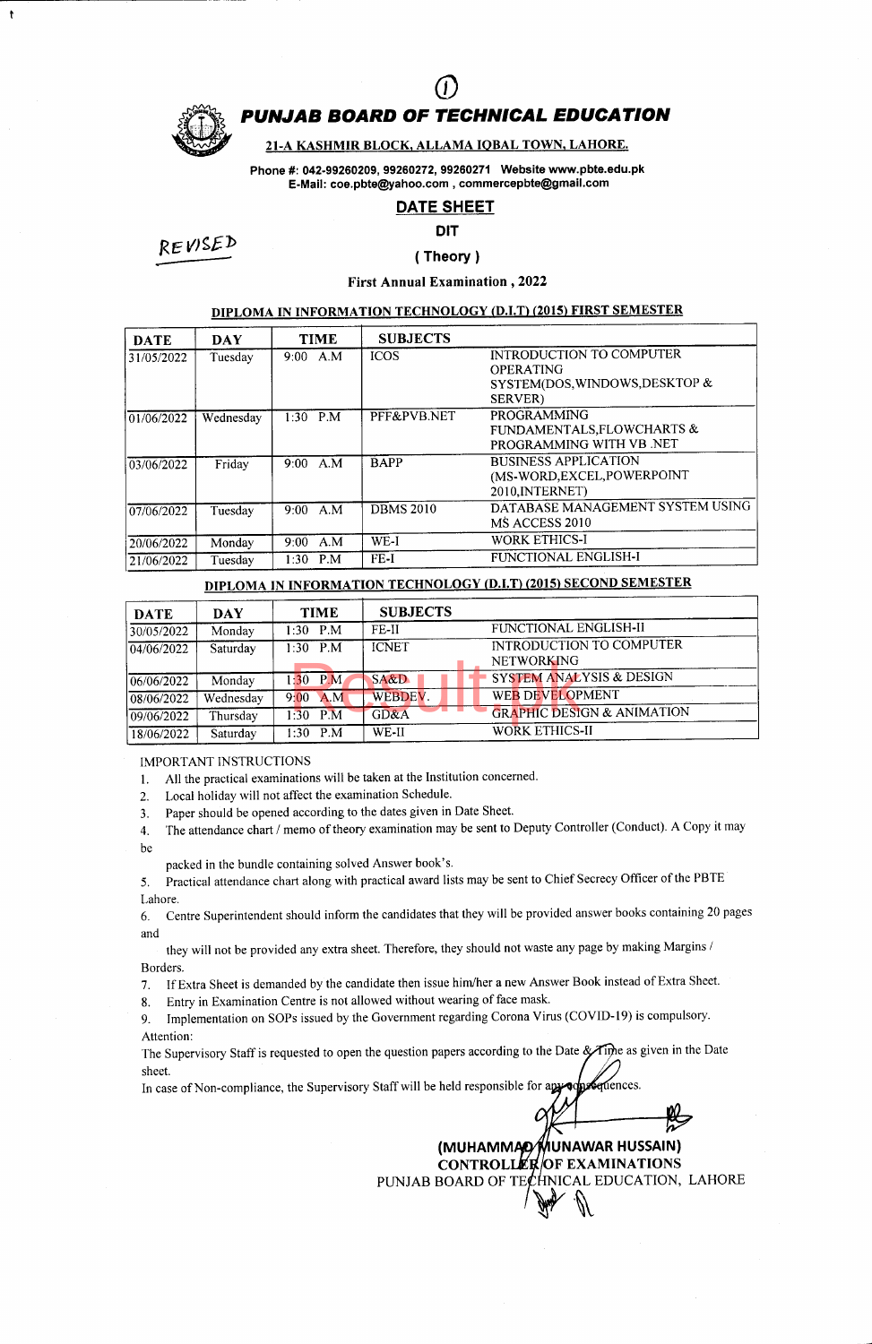①

# PUNJAB BOARD OF TECHNICAL EDUCATION

**21-A KASHMIR BLOCK, ALLAMA IQBAL TOWN, LAHORE.**

**Phone #: 042-99260209, 99260272, 99260271 Website www.pbte.edu.pk**
**E-Mail: coe.pbte@yahoo.com , commercepbte@gmail.com**

REVISED

## DATE SHEET

**DIT**

**( Theory )**

**First Annual Examination , 2022**

### DIPLOMA IN INFORMATION TECHNOLOGY (D.I.T) (2015) FIRST SEMESTER

| DATE | DAY | TIME | SUBJECTS | |
|---|---|---|---|---|
| 31/05/2022 | Tuesday | 9:00 A.M | ICOS | INTRODUCTION TO COMPUTER OPERATING SYSTEM(DOS,WINDOWS,DESKTOP & SERVER) |
| 01/06/2022 | Wednesday | 1:30 P.M | PFF&PVB.NET | PROGRAMMING FUNDAMENTALS,FLOWCHARTS & PROGRAMMING WITH VB .NET |
| 03/06/2022 | Friday | 9:00 A.M | BAPP | BUSINESS APPLICATION (MS-WORD,EXCEL,POWERPOINT 2010,INTERNET) |
| 07/06/2022 | Tuesday | 9:00 A.M | DBMS 2010 | DATABASE MANAGEMENT SYSTEM USING MS ACCESS 2010 |
| 20/06/2022 | Monday | 9:00 A.M | WE-I | WORK ETHICS-I |
| 21/06/2022 | Tuesday | 1:30 P.M | FE-I | FUNCTIONAL ENGLISH-I |

### DIPLOMA IN INFORMATION TECHNOLOGY (D.I.T) (2015) SECOND SEMESTER

| DATE | DAY | TIME | SUBJECTS | |
|---|---|---|---|---|
| 30/05/2022 | Monday | 1:30 P.M | FE-II | FUNCTIONAL ENGLISH-II |
| 04/06/2022 | Saturday | 1:30 P.M | ICNET | INTRODUCTION TO COMPUTER NETWORKING |
| 06/06/2022 | Monday | 1:30 P.M | SA&D | SYSTEM ANALYSIS & DESIGN |
| 08/06/2022 | Wednesday | 9:00 A.M | WEBDEV. | WEB DEVELOPMENT |
| 09/06/2022 | Thursday | 1:30 P.M | GD&A | GRAPHIC DESIGN & ANIMATION |
| 18/06/2022 | Saturday | 1:30 P.M | WE-II | WORK ETHICS-II |

IMPORTANT INSTRUCTIONS

1. All the practical examinations will be taken at the Institution concerned.
2. Local holiday will not affect the examination Schedule.
3. Paper should be opened according to the dates given in Date Sheet.
4. The attendance chart / memo of theory examination may be sent to Deputy Controller (Conduct). A Copy it may be packed in the bundle containing solved Answer book's.
5. Practical attendance chart along with practical award lists may be sent to Chief Secrecy Officer of the PBTE Lahore.
6. Centre Superintendent should inform the candidates that they will be provided answer books containing 20 pages and they will not be provided any extra sheet. Therefore, they should not waste any page by making Margins / Borders.
7. If Extra Sheet is demanded by the candidate then issue him/her a new Answer Book instead of Extra Sheet.
8. Entry in Examination Centre is not allowed without wearing of face mask.
9. Implementation on SOPs issued by the Government regarding Corona Virus (COVID-19) is compulsory.

Attention:
The Supervisory Staff is requested to open the question papers according to the Date & Time as given in the Date sheet.
In case of Non-compliance, the Supervisory Staff will be held responsible for any consequences.

**(MUHAMMAD MUNAWAR HUSSAIN)**
**CONTROLLER OF EXAMINATIONS**
PUNJAB BOARD OF TECHNICAL EDUCATION, LAHORE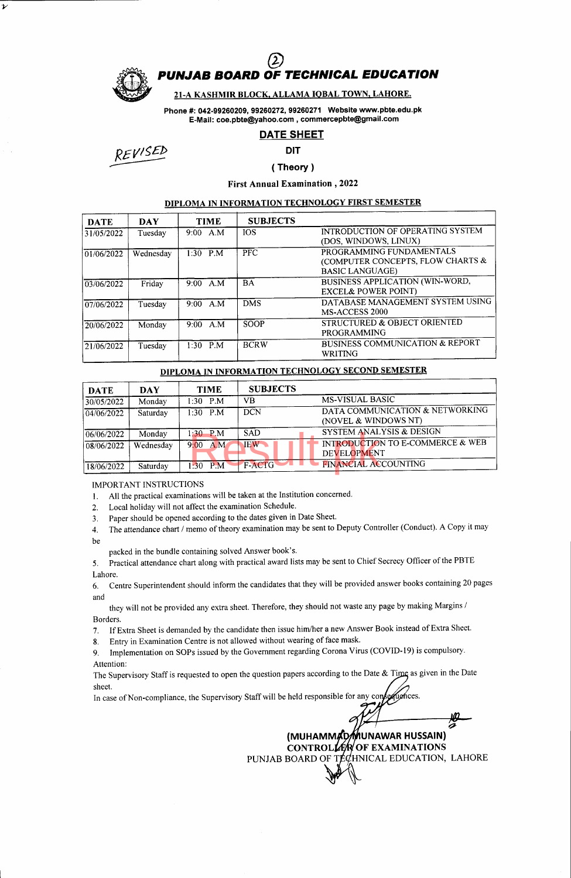(2)

# PUNJAB BOARD OF TECHNICAL EDUCATION

**21-A KASHMIR BLOCK, ALLAMA IQBAL TOWN, LAHORE.**

**Phone #: 042-99260209, 99260272, 99260271 Website www.pbte.edu.pk**
**E-Mail: coe.pbte@yahoo.com , commercepbte@gmail.com**

REVISED

## DATE SHEET

### DIT

### ( Theory )

**First Annual Examination , 2022**

**DIPLOMA IN INFORMATION TECHNOLOGY FIRST SEMESTER**

| DATE | DAY | TIME | SUBJECTS | |
|---|---|---|---|---|
| 31/05/2022 | Tuesday | 9:00 A.M | IOS | INTRODUCTION OF OPERATING SYSTEM (DOS, WINDOWS, LINUX) |
| 01/06/2022 | Wednesday | 1:30 P.M | PFC | PROGRAMMING FUNDAMENTALS (COMPUTER CONCEPTS, FLOW CHARTS & BASIC LANGUAGE) |
| 03/06/2022 | Friday | 9:00 A.M | BA | BUSINESS APPLICATION (WIN-WORD, EXCEL& POWER POINT) |
| 07/06/2022 | Tuesday | 9:00 A.M | DMS | DATABASE MANAGEMENT SYSTEM USING MS-ACCESS 2000 |
| 20/06/2022 | Monday | 9:00 A.M | SOOP | STRUCTURED & OBJECT ORIENTED PROGRAMMING |
| 21/06/2022 | Tuesday | 1:30 P.M | BCRW | BUSINESS COMMUNICATION & REPORT WRITING |

**DIPLOMA IN INFORMATION TECHNOLOGY SECOND SEMESTER**

| DATE | DAY | TIME | SUBJECTS | |
|---|---|---|---|---|
| 30/05/2022 | Monday | 1:30 P.M | VB | MS-VISUAL BASIC |
| 04/06/2022 | Saturday | 1:30 P.M | DCN | DATA COMMUNICATION & NETWORKING (NOVEL & WINDOWS NT) |
| 06/06/2022 | Monday | 1:30 P.M | SAD | SYSTEM ANALYSIS & DESIGN |
| 08/06/2022 | Wednesday | 9:00 A.M | IEW | INTRODUCTION TO E-COMMERCE & WEB DEVELOPMENT |
| 18/06/2022 | Saturday | 1:30 P.M | F-ACTG | FINANCIAL ACCOUNTING |

IMPORTANT INSTRUCTIONS

1. All the practical examinations will be taken at the Institution concerned.
2. Local holiday will not affect the examination Schedule.
3. Paper should be opened according to the dates given in Date Sheet.
4. The attendance chart / memo of theory examination may be sent to Deputy Controller (Conduct). A Copy it may be packed in the bundle containing solved Answer book's.
5. Practical attendance chart along with practical award lists may be sent to Chief Secrecy Officer of the PBTE Lahore.
6. Centre Superintendent should inform the candidates that they will be provided answer books containing 20 pages and they will not be provided any extra sheet. Therefore, they should not waste any page by making Margins / Borders.
7. If Extra Sheet is demanded by the candidate then issue him/her a new Answer Book instead of Extra Sheet.
8. Entry in Examination Centre is not allowed without wearing of face mask.
9. Implementation on SOPs issued by the Government regarding Corona Virus (COVID-19) is compulsory.

Attention:

The Supervisory Staff is requested to open the question papers according to the Date & Time as given in the Date sheet.

In case of Non-compliance, the Supervisory Staff will be held responsible for any consequences.

**(MUHAMMAD MUNAWAR HUSSAIN)**
**CONTROLLER OF EXAMINATIONS**
PUNJAB BOARD OF TECHNICAL EDUCATION, LAHORE